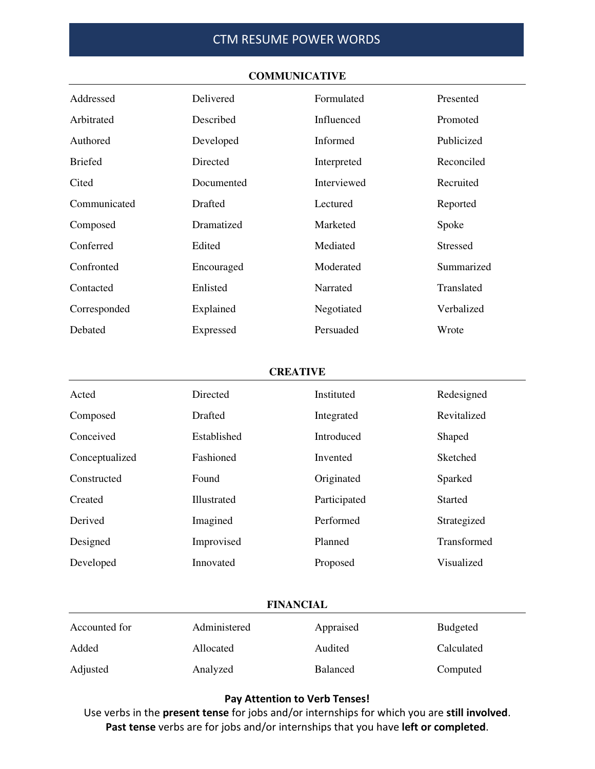# CTM RESUME POWER WORDS

## COMMUNICATIVE

| | | | |
|---|---|---|---|
| Addressed | Delivered | Formulated | Presented |
| Arbitrated | Described | Influenced | Promoted |
| Authored | Developed | Informed | Publicized |
| Briefed | Directed | Interpreted | Reconciled |
| Cited | Documented | Interviewed | Recruited |
| Communicated | Drafted | Lectured | Reported |
| Composed | Dramatized | Marketed | Spoke |
| Conferred | Edited | Mediated | Stressed |
| Confronted | Encouraged | Moderated | Summarized |
| Contacted | Enlisted | Narrated | Translated |
| Corresponded | Explained | Negotiated | Verbalized |
| Debated | Expressed | Persuaded | Wrote |

## CREATIVE

| | | | |
|---|---|---|---|
| Acted | Directed | Instituted | Redesigned |
| Composed | Drafted | Integrated | Revitalized |
| Conceived | Established | Introduced | Shaped |
| Conceptualized | Fashioned | Invented | Sketched |
| Constructed | Found | Originated | Sparked |
| Created | Illustrated | Participated | Started |
| Derived | Imagined | Performed | Strategized |
| Designed | Improvised | Planned | Transformed |
| Developed | Innovated | Proposed | Visualized |

## FINANCIAL

| | | | |
|---|---|---|---|
| Accounted for | Administered | Appraised | Budgeted |
| Added | Allocated | Audited | Calculated |
| Adjusted | Analyzed | Balanced | Computed |

**Pay Attention to Verb Tenses!**

Use verbs in the **present tense** for jobs and/or internships for which you are **still involved**. **Past tense** verbs are for jobs and/or internships that you have **left or completed**.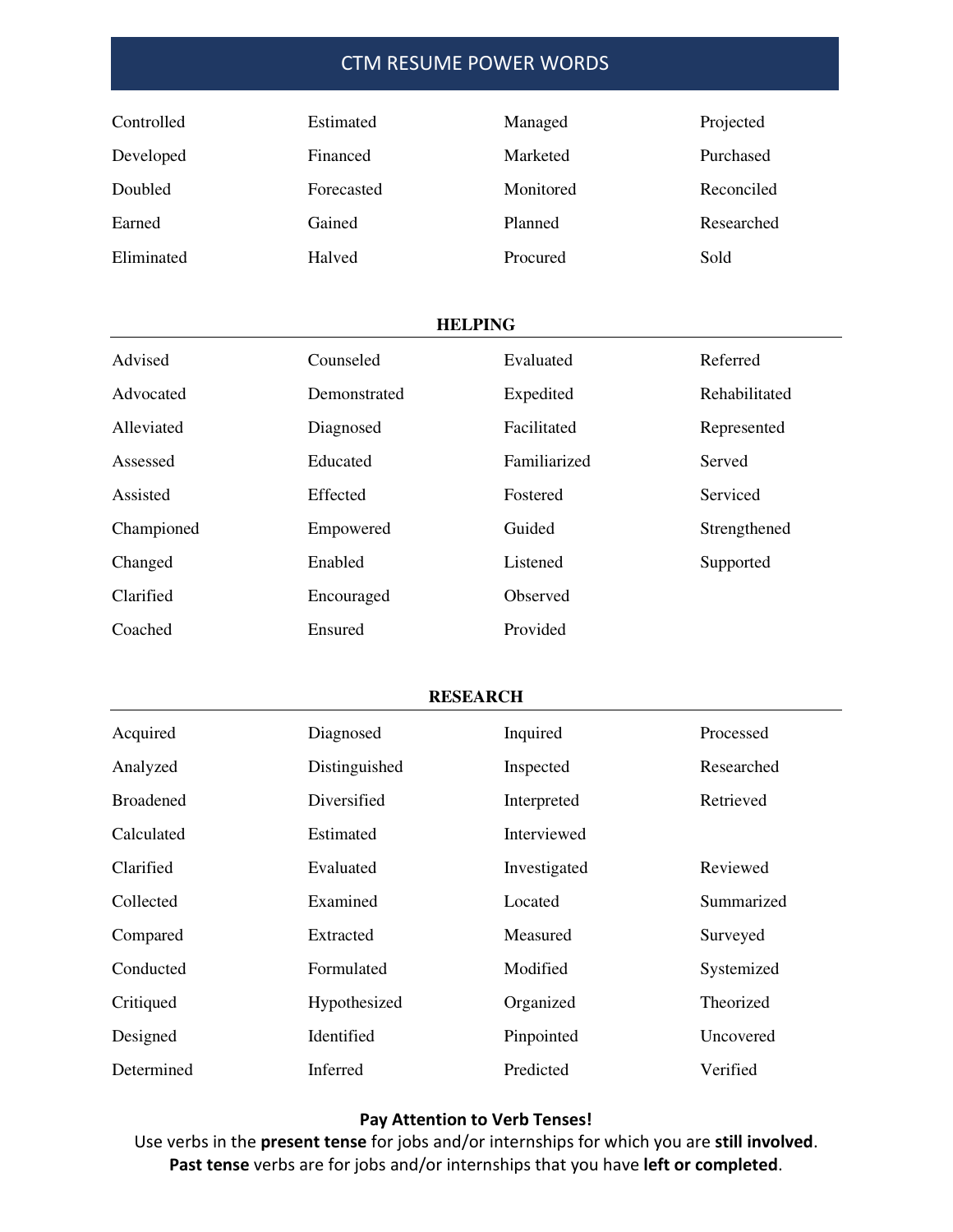# CTM RESUME POWER WORDS

| | | | |
|---|---|---|---|
| Controlled | Estimated | Managed | Projected |
| Developed | Financed | Marketed | Purchased |
| Doubled | Forecasted | Monitored | Reconciled |
| Earned | Gained | Planned | Researched |
| Eliminated | Halved | Procured | Sold |

## HELPING

| | | | |
|---|---|---|---|
| Advised | Counseled | Evaluated | Referred |
| Advocated | Demonstrated | Expedited | Rehabilitated |
| Alleviated | Diagnosed | Facilitated | Represented |
| Assessed | Educated | Familiarized | Served |
| Assisted | Effected | Fostered | Serviced |
| Championed | Empowered | Guided | Strengthened |
| Changed | Enabled | Listened | Supported |
| Clarified | Encouraged | Observed | |
| Coached | Ensured | Provided | |

## RESEARCH

| | | | |
|---|---|---|---|
| Acquired | Diagnosed | Inquired | Processed |
| Analyzed | Distinguished | Inspected | Researched |
| Broadened | Diversified | Interpreted | Retrieved |
| Calculated | Estimated | Interviewed | |
| Clarified | Evaluated | Investigated | Reviewed |
| Collected | Examined | Located | Summarized |
| Compared | Extracted | Measured | Surveyed |
| Conducted | Formulated | Modified | Systemized |
| Critiqued | Hypothesized | Organized | Theorized |
| Designed | Identified | Pinpointed | Uncovered |
| Determined | Inferred | Predicted | Verified |

**Pay Attention to Verb Tenses!**

Use verbs in the **present tense** for jobs and/or internships for which you are **still involved**. **Past tense** verbs are for jobs and/or internships that you have **left or completed**.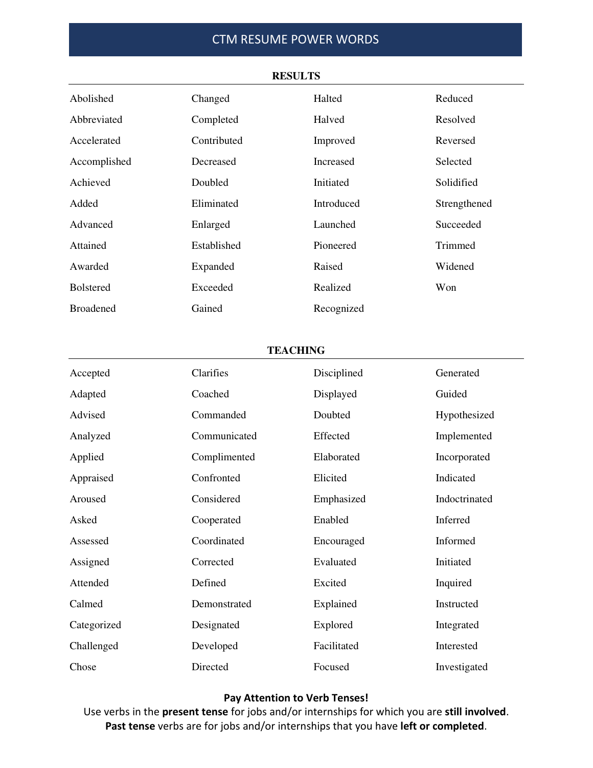# CTM RESUME POWER WORDS

## RESULTS

| | | | |
|---|---|---|---|
| Abolished | Changed | Halted | Reduced |
| Abbreviated | Completed | Halved | Resolved |
| Accelerated | Contributed | Improved | Reversed |
| Accomplished | Decreased | Increased | Selected |
| Achieved | Doubled | Initiated | Solidified |
| Added | Eliminated | Introduced | Strengthened |
| Advanced | Enlarged | Launched | Succeeded |
| Attained | Established | Pioneered | Trimmed |
| Awarded | Expanded | Raised | Widened |
| Bolstered | Exceeded | Realized | Won |
| Broadened | Gained | Recognized | |

## TEACHING

| | | | |
|---|---|---|---|
| Accepted | Clarifies | Disciplined | Generated |
| Adapted | Coached | Displayed | Guided |
| Advised | Commanded | Doubted | Hypothesized |
| Analyzed | Communicated | Effected | Implemented |
| Applied | Complimented | Elaborated | Incorporated |
| Appraised | Confronted | Elicited | Indicated |
| Aroused | Considered | Emphasized | Indoctrinated |
| Asked | Cooperated | Enabled | Inferred |
| Assessed | Coordinated | Encouraged | Informed |
| Assigned | Corrected | Evaluated | Initiated |
| Attended | Defined | Excited | Inquired |
| Calmed | Demonstrated | Explained | Instructed |
| Categorized | Designated | Explored | Integrated |
| Challenged | Developed | Facilitated | Interested |
| Chose | Directed | Focused | Investigated |

**Pay Attention to Verb Tenses!**

Use verbs in the **present tense** for jobs and/or internships for which you are **still involved**.
**Past tense** verbs are for jobs and/or internships that you have **left or completed**.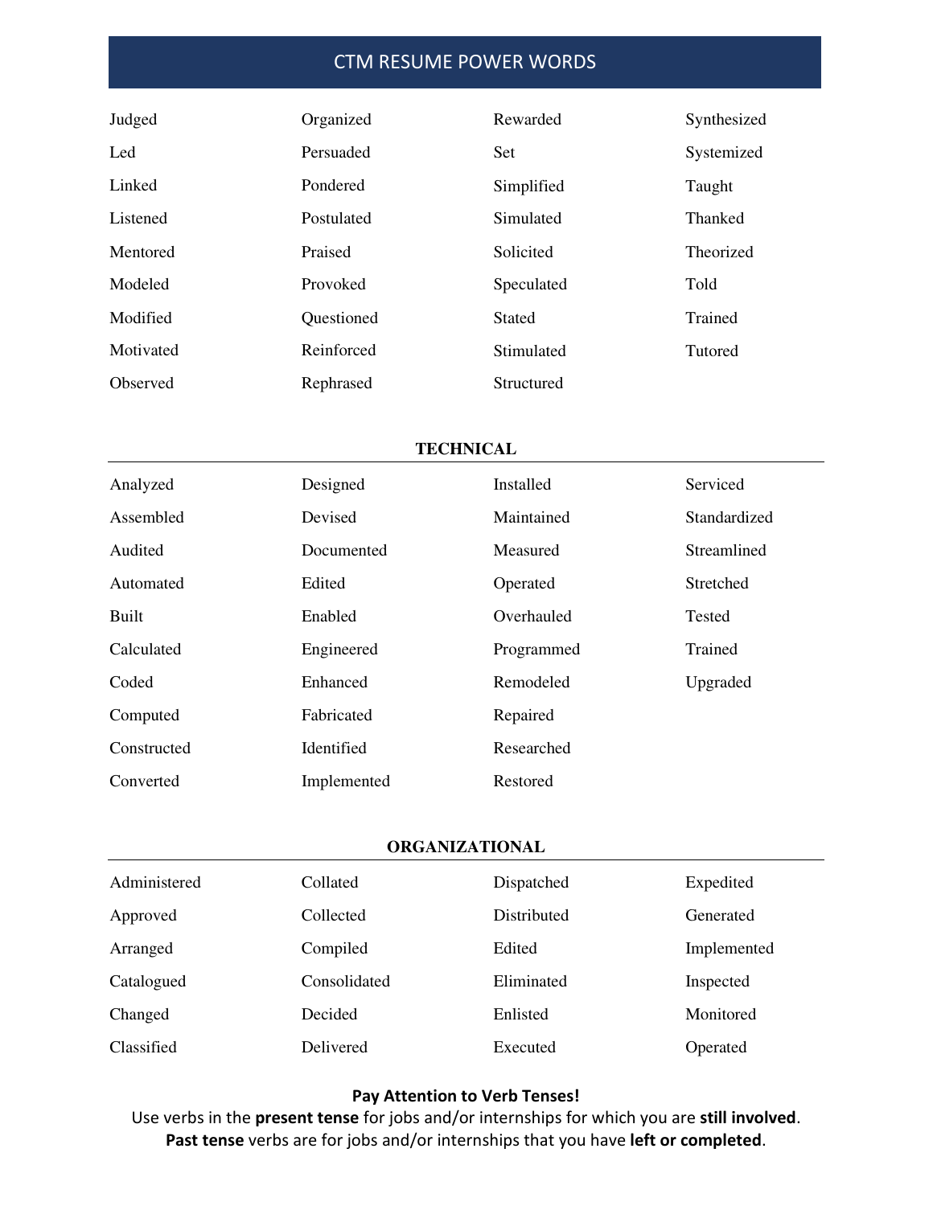# CTM RESUME POWER WORDS

| | | | |
|---|---|---|---|
| Judged | Organized | Rewarded | Synthesized |
| Led | Persuaded | Set | Systemized |
| Linked | Pondered | Simplified | Taught |
| Listened | Postulated | Simulated | Thanked |
| Mentored | Praised | Solicited | Theorized |
| Modeled | Provoked | Speculated | Told |
| Modified | Questioned | Stated | Trained |
| Motivated | Reinforced | Stimulated | Tutored |
| Observed | Rephrased | Structured | |

## TECHNICAL

| | | | |
|---|---|---|---|
| Analyzed | Designed | Installed | Serviced |
| Assembled | Devised | Maintained | Standardized |
| Audited | Documented | Measured | Streamlined |
| Automated | Edited | Operated | Stretched |
| Built | Enabled | Overhauled | Tested |
| Calculated | Engineered | Programmed | Trained |
| Coded | Enhanced | Remodeled | Upgraded |
| Computed | Fabricated | Repaired | |
| Constructed | Identified | Researched | |
| Converted | Implemented | Restored | |

## ORGANIZATIONAL

| | | | |
|---|---|---|---|
| Administered | Collated | Dispatched | Expedited |
| Approved | Collected | Distributed | Generated |
| Arranged | Compiled | Edited | Implemented |
| Catalogued | Consolidated | Eliminated | Inspected |
| Changed | Decided | Enlisted | Monitored |
| Classified | Delivered | Executed | Operated |

**Pay Attention to Verb Tenses!**

Use verbs in the **present tense** for jobs and/or internships for which you are **still involved**. **Past tense** verbs are for jobs and/or internships that you have **left or completed**.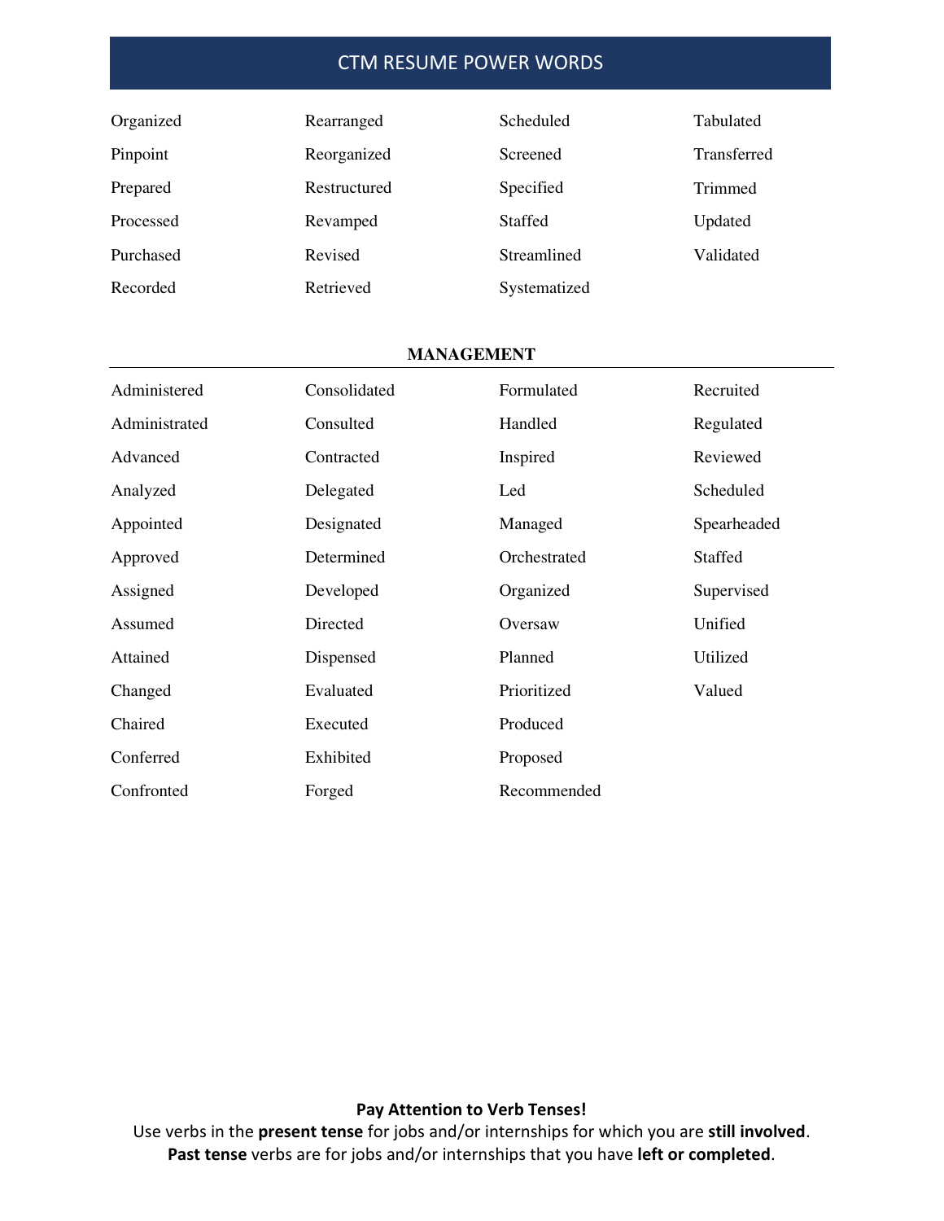# CTM RESUME POWER WORDS

| | | | |
|---|---|---|---|
| Organized | Rearranged | Scheduled | Tabulated |
| Pinpoint | Reorganized | Screened | Transferred |
| Prepared | Restructured | Specified | Trimmed |
| Processed | Revamped | Staffed | Updated |
| Purchased | Revised | Streamlined | Validated |
| Recorded | Retrieved | Systematized | |

## MANAGEMENT

| | | | |
|---|---|---|---|
| Administered | Consolidated | Formulated | Recruited |
| Administrated | Consulted | Handled | Regulated |
| Advanced | Contracted | Inspired | Reviewed |
| Analyzed | Delegated | Led | Scheduled |
| Appointed | Designated | Managed | Spearheaded |
| Approved | Determined | Orchestrated | Staffed |
| Assigned | Developed | Organized | Supervised |
| Assumed | Directed | Oversaw | Unified |
| Attained | Dispensed | Planned | Utilized |
| Changed | Evaluated | Prioritized | Valued |
| Chaired | Executed | Produced | |
| Conferred | Exhibited | Proposed | |
| Confronted | Forged | Recommended | |

**Pay Attention to Verb Tenses!**

Use verbs in the **present tense** for jobs and/or internships for which you are **still involved**.
**Past tense** verbs are for jobs and/or internships that you have **left or completed**.